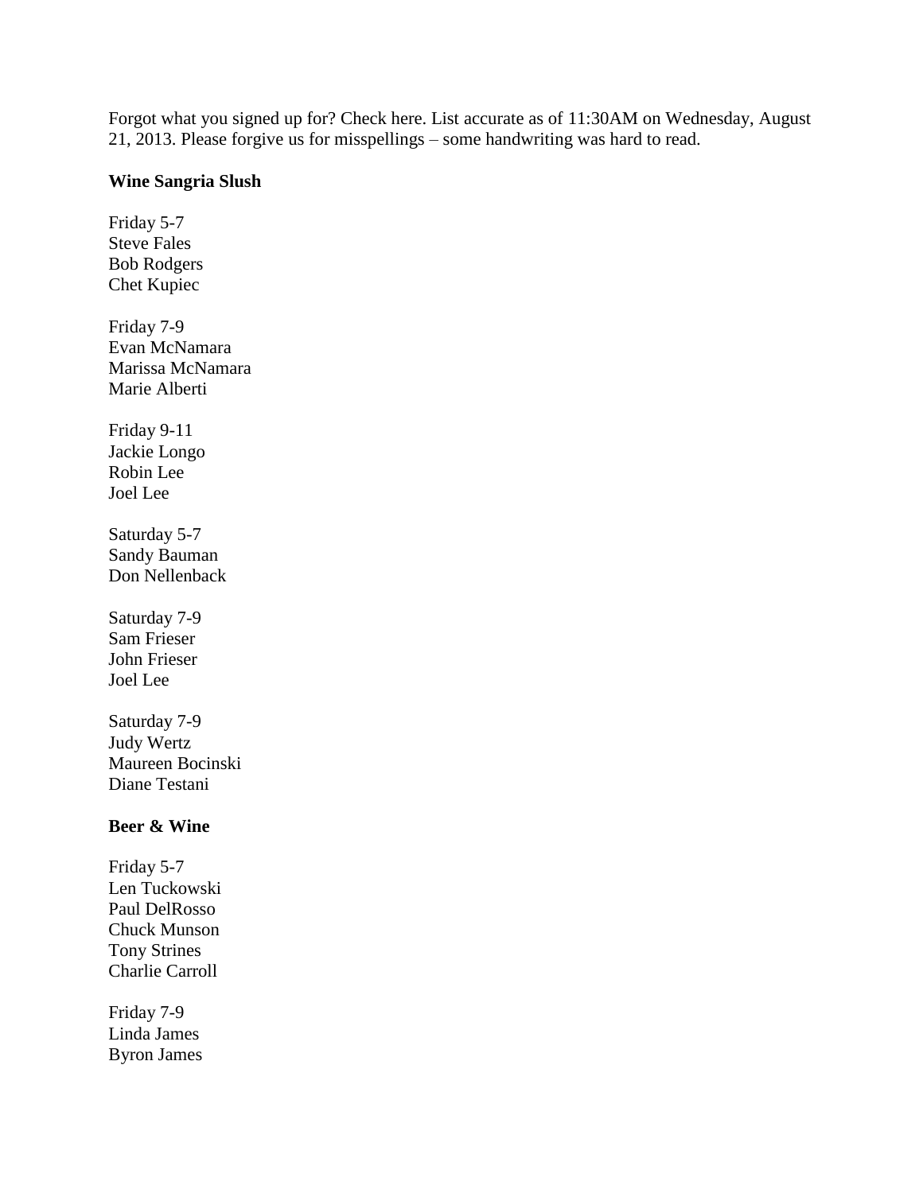Forgot what you signed up for? Check here. List accurate as of 11:30AM on Wednesday, August 21, 2013. Please forgive us for misspellings – some handwriting was hard to read.

**Wine Sangria Slush**

Friday 5-7
Steve Fales
Bob Rodgers
Chet Kupiec

Friday 7-9
Evan McNamara
Marissa McNamara
Marie Alberti

Friday 9-11
Jackie Longo
Robin Lee
Joel Lee

Saturday 5-7
Sandy Bauman
Don Nellenback

Saturday 7-9
Sam Frieser
John Frieser
Joel Lee

Saturday 7-9
Judy Wertz
Maureen Bocinski
Diane Testani

**Beer & Wine**

Friday 5-7
Len Tuckowski
Paul DelRosso
Chuck Munson
Tony Strines
Charlie Carroll

Friday 7-9
Linda James
Byron James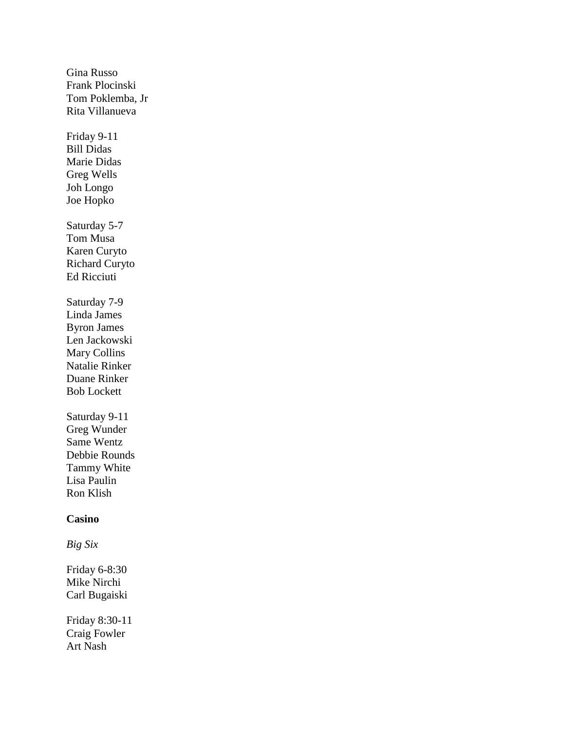Gina Russo
Frank Plocinski
Tom Poklemba, Jr
Rita Villanueva

Friday 9-11
Bill Didas
Marie Didas
Greg Wells
Joh Longo
Joe Hopko

Saturday 5-7
Tom Musa
Karen Curyto
Richard Curyto
Ed Ricciuti

Saturday 7-9
Linda James
Byron James
Len Jackowski
Mary Collins
Natalie Rinker
Duane Rinker
Bob Lockett

Saturday 9-11
Greg Wunder
Same Wentz
Debbie Rounds
Tammy White
Lisa Paulin
Ron Klish

**Casino**

*Big Six*

Friday 6-8:30
Mike Nirchi
Carl Bugaiski

Friday 8:30-11
Craig Fowler
Art Nash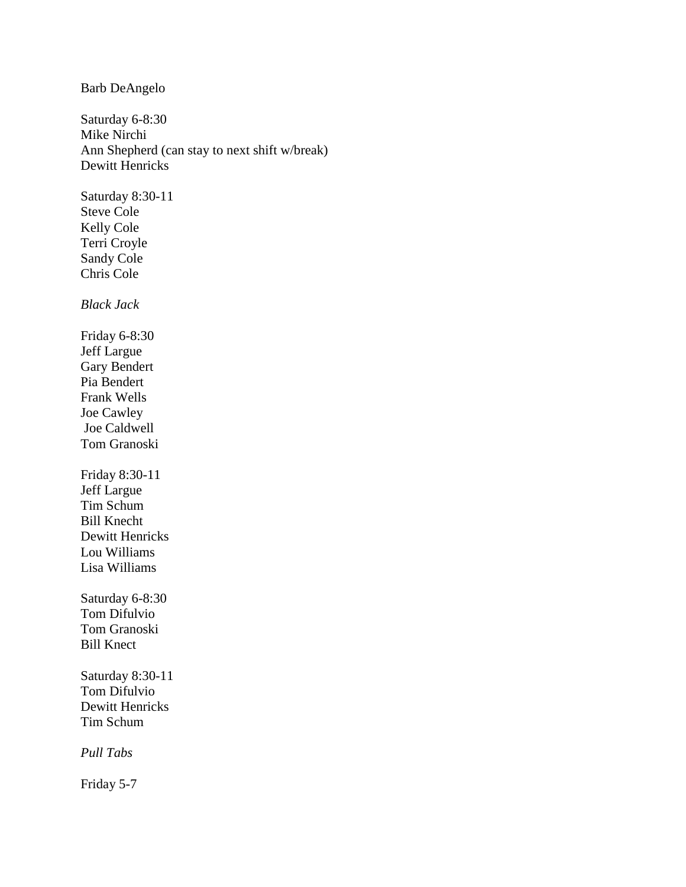Barb DeAngelo

Saturday 6-8:30
Mike Nirchi
Ann Shepherd (can stay to next shift w/break)
Dewitt Henricks

Saturday 8:30-11
Steve Cole
Kelly Cole
Terri Croyle
Sandy Cole
Chris Cole

*Black Jack*

Friday 6-8:30
Jeff Largue
Gary Bendert
Pia Bendert
Frank Wells
Joe Cawley
Joe Caldwell
Tom Granoski

Friday 8:30-11
Jeff Largue
Tim Schum
Bill Knecht
Dewitt Henricks
Lou Williams
Lisa Williams

Saturday 6-8:30
Tom Difulvio
Tom Granoski
Bill Knect

Saturday 8:30-11
Tom Difulvio
Dewitt Henricks
Tim Schum

*Pull Tabs*

Friday 5-7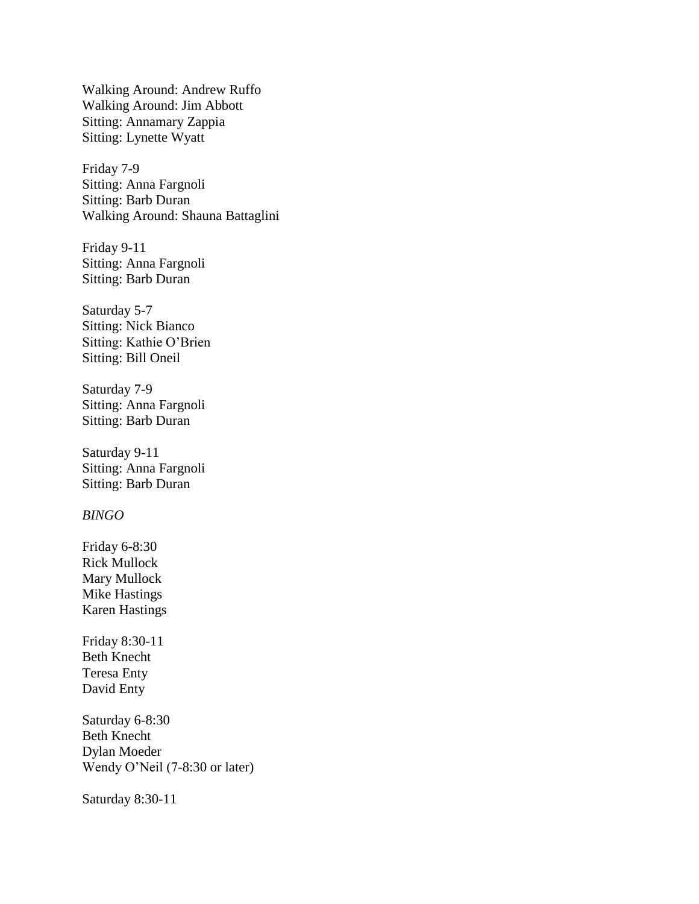Walking Around: Andrew Ruffo
Walking Around: Jim Abbott
Sitting: Annamary Zappia
Sitting: Lynette Wyatt

Friday 7-9
Sitting: Anna Fargnoli
Sitting: Barb Duran
Walking Around: Shauna Battaglini

Friday 9-11
Sitting: Anna Fargnoli
Sitting: Barb Duran

Saturday 5-7
Sitting: Nick Bianco
Sitting: Kathie O'Brien
Sitting: Bill Oneil

Saturday 7-9
Sitting: Anna Fargnoli
Sitting: Barb Duran

Saturday 9-11
Sitting: Anna Fargnoli
Sitting: Barb Duran

*BINGO*

Friday 6-8:30
Rick Mullock
Mary Mullock
Mike Hastings
Karen Hastings

Friday 8:30-11
Beth Knecht
Teresa Enty
David Enty

Saturday 6-8:30
Beth Knecht
Dylan Moeder
Wendy O'Neil (7-8:30 or later)

Saturday 8:30-11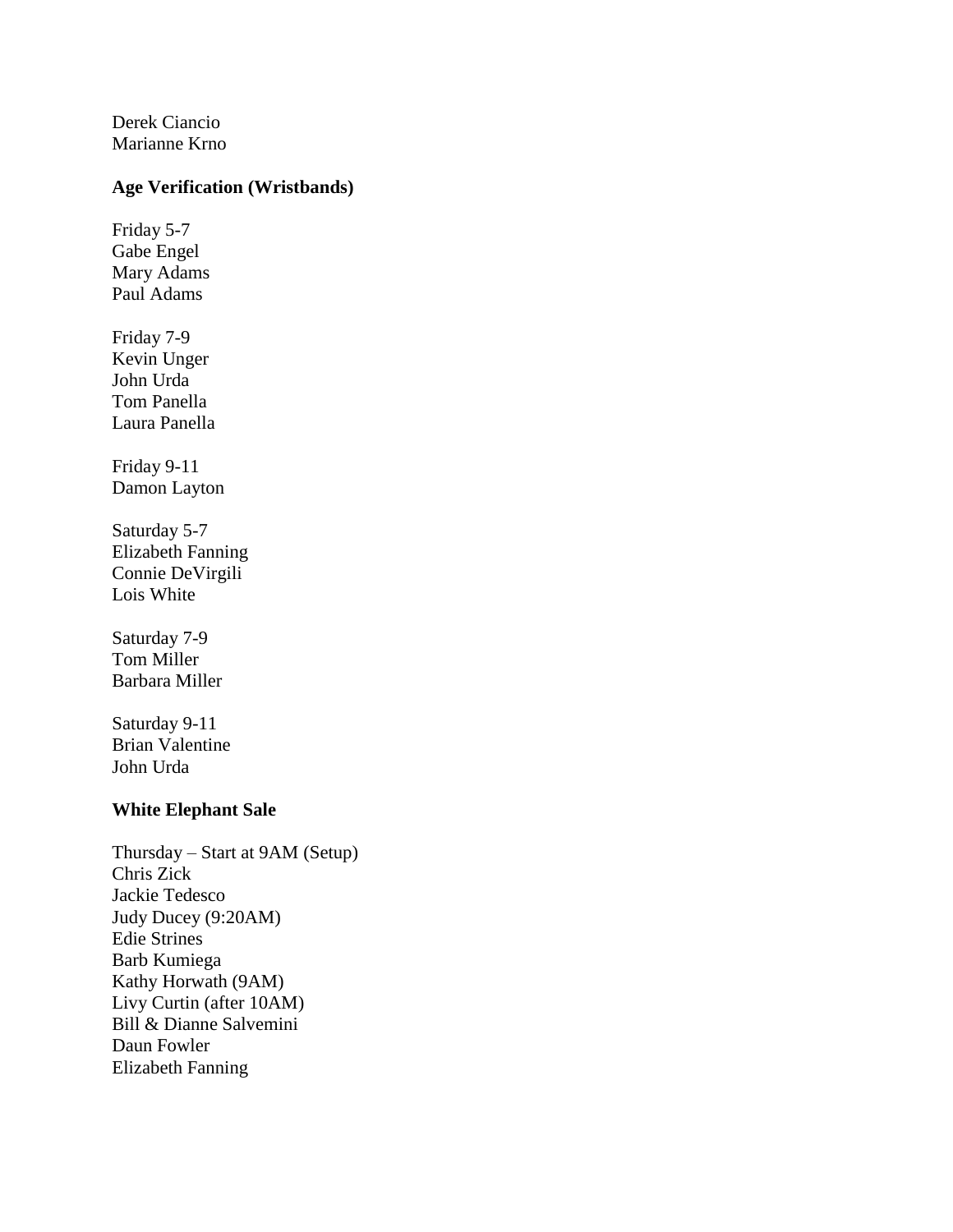Derek Ciancio
Marianne Krno

**Age Verification (Wristbands)**

Friday 5-7
Gabe Engel
Mary Adams
Paul Adams

Friday 7-9
Kevin Unger
John Urda
Tom Panella
Laura Panella

Friday 9-11
Damon Layton

Saturday 5-7
Elizabeth Fanning
Connie DeVirgili
Lois White

Saturday 7-9
Tom Miller
Barbara Miller

Saturday 9-11
Brian Valentine
John Urda

**White Elephant Sale**

Thursday – Start at 9AM (Setup)
Chris Zick
Jackie Tedesco
Judy Ducey (9:20AM)
Edie Strines
Barb Kumiega
Kathy Horwath (9AM)
Livy Curtin (after 10AM)
Bill & Dianne Salvemini
Daun Fowler
Elizabeth Fanning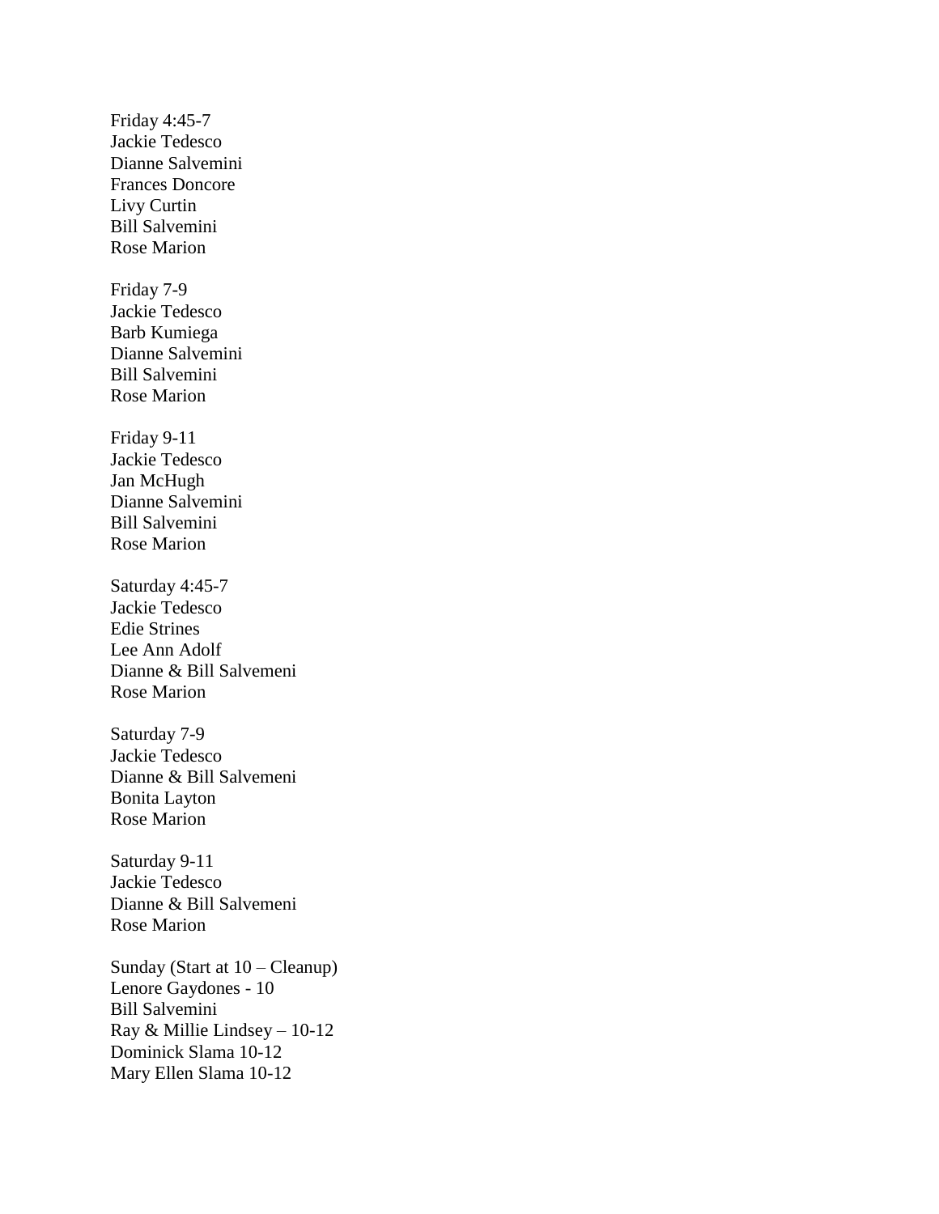Friday 4:45-7
Jackie Tedesco
Dianne Salvemini
Frances Doncore
Livy Curtin
Bill Salvemini
Rose Marion

Friday 7-9
Jackie Tedesco
Barb Kumiega
Dianne Salvemini
Bill Salvemini
Rose Marion

Friday 9-11
Jackie Tedesco
Jan McHugh
Dianne Salvemini
Bill Salvemini
Rose Marion

Saturday 4:45-7
Jackie Tedesco
Edie Strines
Lee Ann Adolf
Dianne & Bill Salvemeni
Rose Marion

Saturday 7-9
Jackie Tedesco
Dianne & Bill Salvemeni
Bonita Layton
Rose Marion

Saturday 9-11
Jackie Tedesco
Dianne & Bill Salvemeni
Rose Marion

Sunday (Start at 10 – Cleanup)
Lenore Gaydones - 10
Bill Salvemini
Ray & Millie Lindsey – 10-12
Dominick Slama 10-12
Mary Ellen Slama 10-12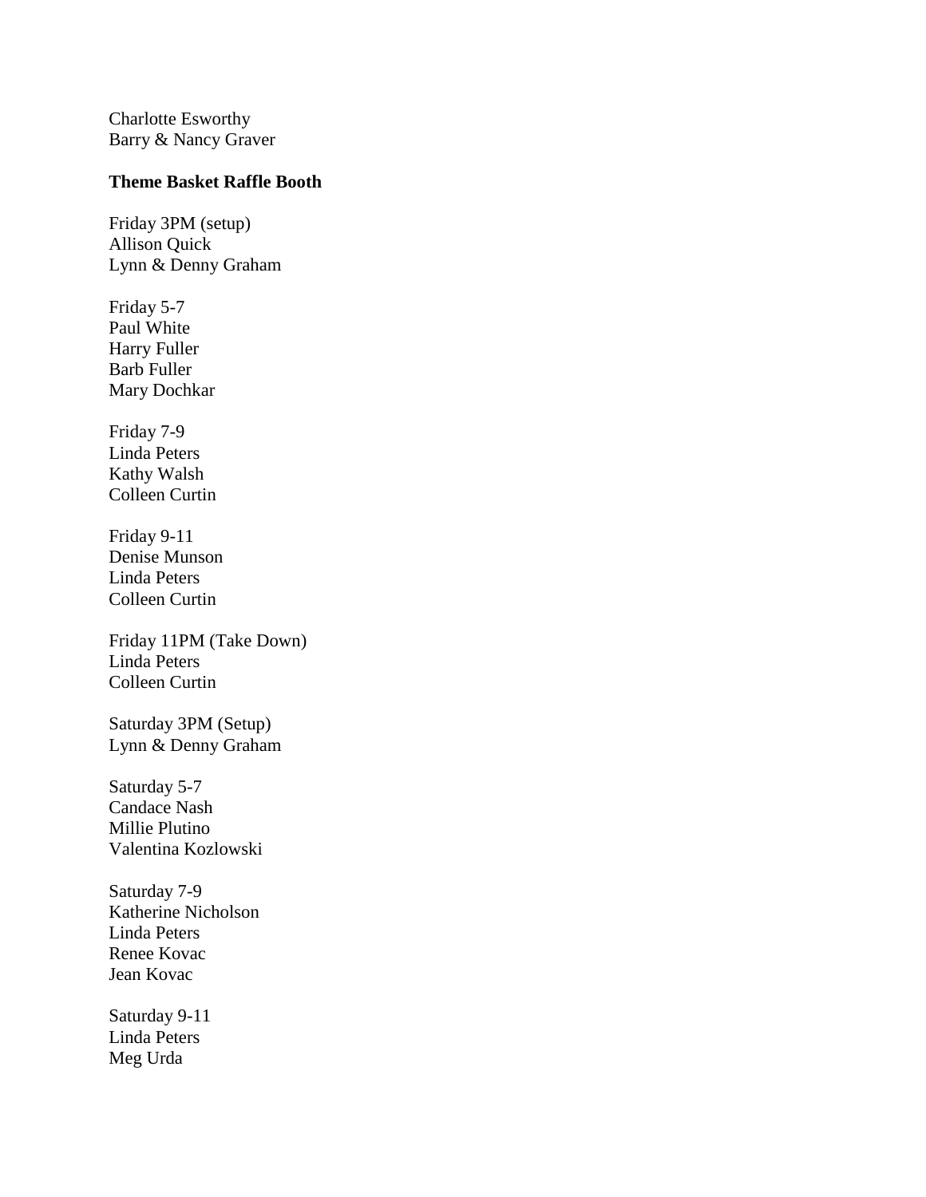Charlotte Esworthy
Barry & Nancy Graver

**Theme Basket Raffle Booth**

Friday 3PM (setup)
Allison Quick
Lynn & Denny Graham

Friday 5-7
Paul White
Harry Fuller
Barb Fuller
Mary Dochkar

Friday 7-9
Linda Peters
Kathy Walsh
Colleen Curtin

Friday 9-11
Denise Munson
Linda Peters
Colleen Curtin

Friday 11PM (Take Down)
Linda Peters
Colleen Curtin

Saturday 3PM (Setup)
Lynn & Denny Graham

Saturday 5-7
Candace Nash
Millie Plutino
Valentina Kozlowski

Saturday 7-9
Katherine Nicholson
Linda Peters
Renee Kovac
Jean Kovac

Saturday 9-11
Linda Peters
Meg Urda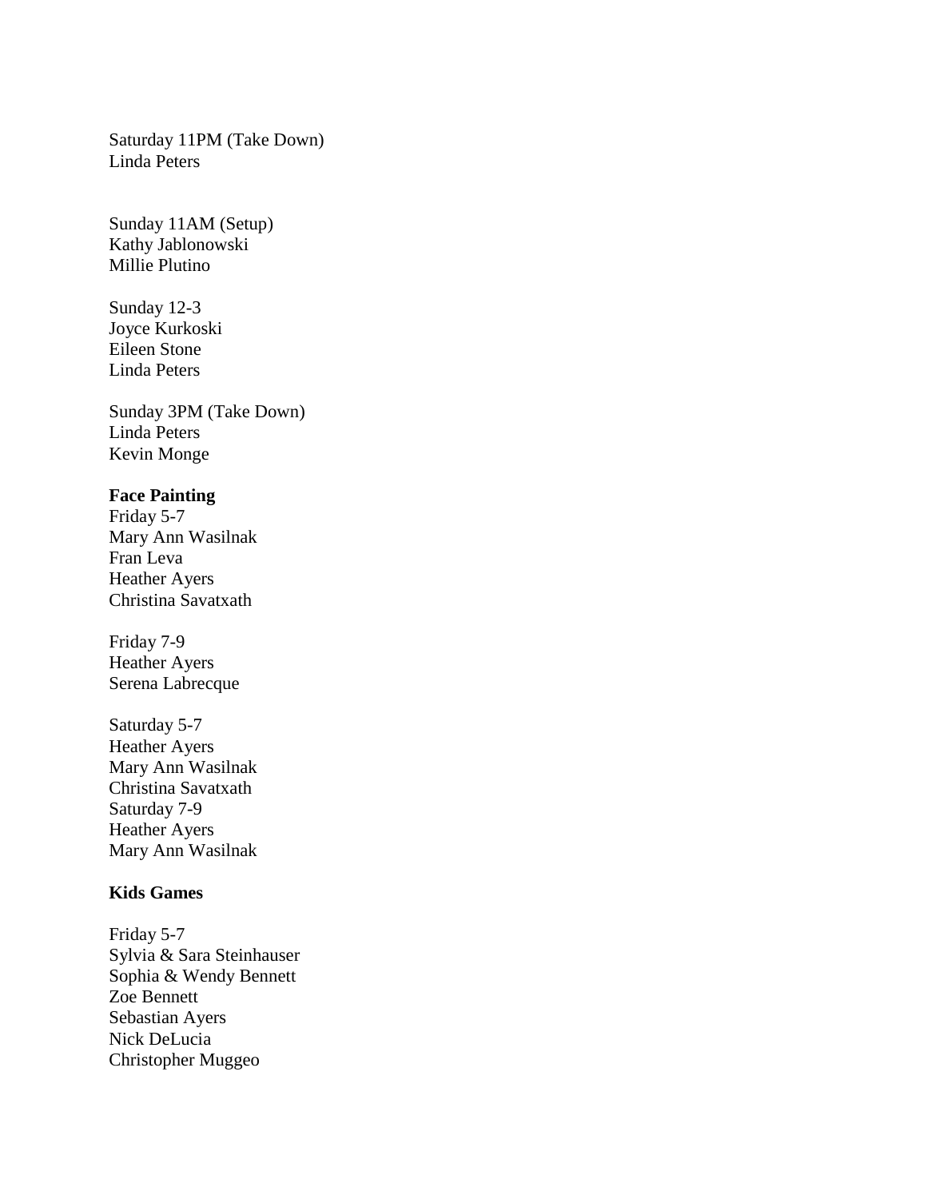Saturday 11PM (Take Down)
Linda Peters

Sunday 11AM (Setup)
Kathy Jablonowski
Millie Plutino

Sunday 12-3
Joyce Kurkoski
Eileen Stone
Linda Peters

Sunday 3PM (Take Down)
Linda Peters
Kevin Monge

**Face Painting**
Friday 5-7
Mary Ann Wasilnak
Fran Leva
Heather Ayers
Christina Savatxath

Friday 7-9
Heather Ayers
Serena Labrecque

Saturday 5-7
Heather Ayers
Mary Ann Wasilnak
Christina Savatxath
Saturday 7-9
Heather Ayers
Mary Ann Wasilnak

**Kids Games**

Friday 5-7
Sylvia & Sara Steinhauser
Sophia & Wendy Bennett
Zoe Bennett
Sebastian Ayers
Nick DeLucia
Christopher Muggeo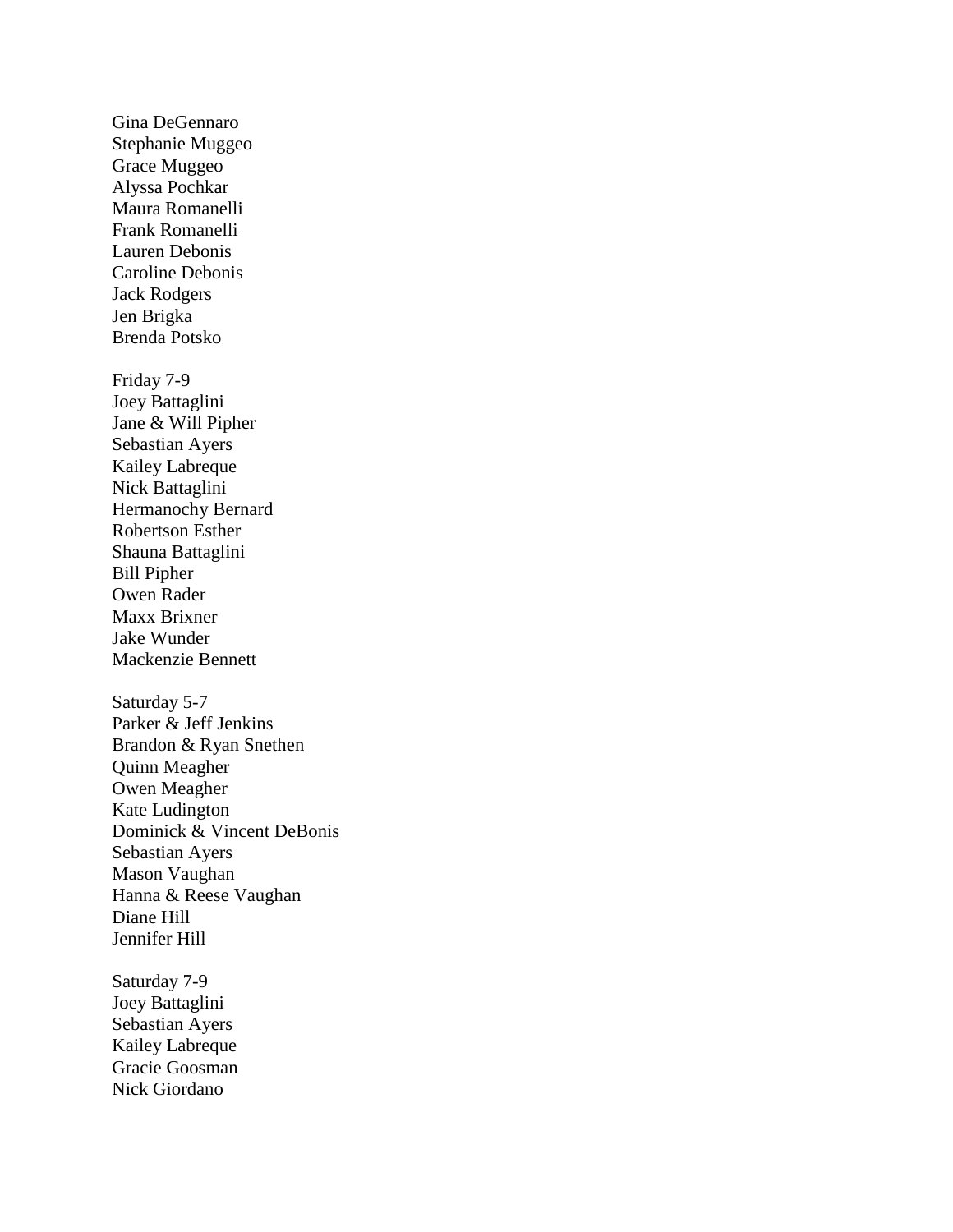Gina DeGennaro
Stephanie Muggeo
Grace Muggeo
Alyssa Pochkar
Maura Romanelli
Frank Romanelli
Lauren Debonis
Caroline Debonis
Jack Rodgers
Jen Brigka
Brenda Potsko

Friday 7-9
Joey Battaglini
Jane & Will Pipher
Sebastian Ayers
Kailey Labreque
Nick Battaglini
Hermanochy Bernard
Robertson Esther
Shauna Battaglini
Bill Pipher
Owen Rader
Maxx Brixner
Jake Wunder
Mackenzie Bennett

Saturday 5-7
Parker & Jeff Jenkins
Brandon & Ryan Snethen
Quinn Meagher
Owen Meagher
Kate Ludington
Dominick & Vincent DeBonis
Sebastian Ayers
Mason Vaughan
Hanna & Reese Vaughan
Diane Hill
Jennifer Hill

Saturday 7-9
Joey Battaglini
Sebastian Ayers
Kailey Labreque
Gracie Goosman
Nick Giordano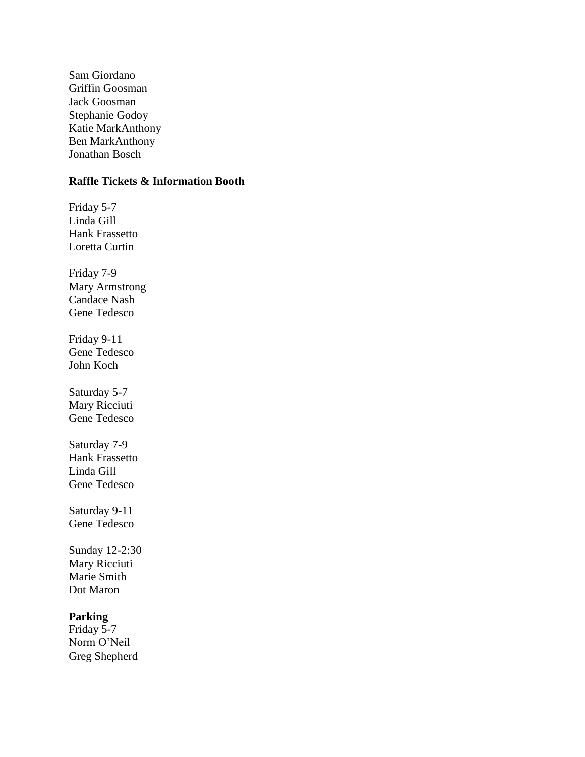Sam Giordano
Griffin Goosman
Jack Goosman
Stephanie Godoy
Katie MarkAnthony
Ben MarkAnthony
Jonathan Bosch

**Raffle Tickets & Information Booth**

Friday 5-7
Linda Gill
Hank Frassetto
Loretta Curtin

Friday 7-9
Mary Armstrong
Candace Nash
Gene Tedesco

Friday 9-11
Gene Tedesco
John Koch

Saturday 5-7
Mary Ricciuti
Gene Tedesco

Saturday 7-9
Hank Frassetto
Linda Gill
Gene Tedesco

Saturday 9-11
Gene Tedesco

Sunday 12-2:30
Mary Ricciuti
Marie Smith
Dot Maron

**Parking**
Friday 5-7
Norm O'Neil
Greg Shepherd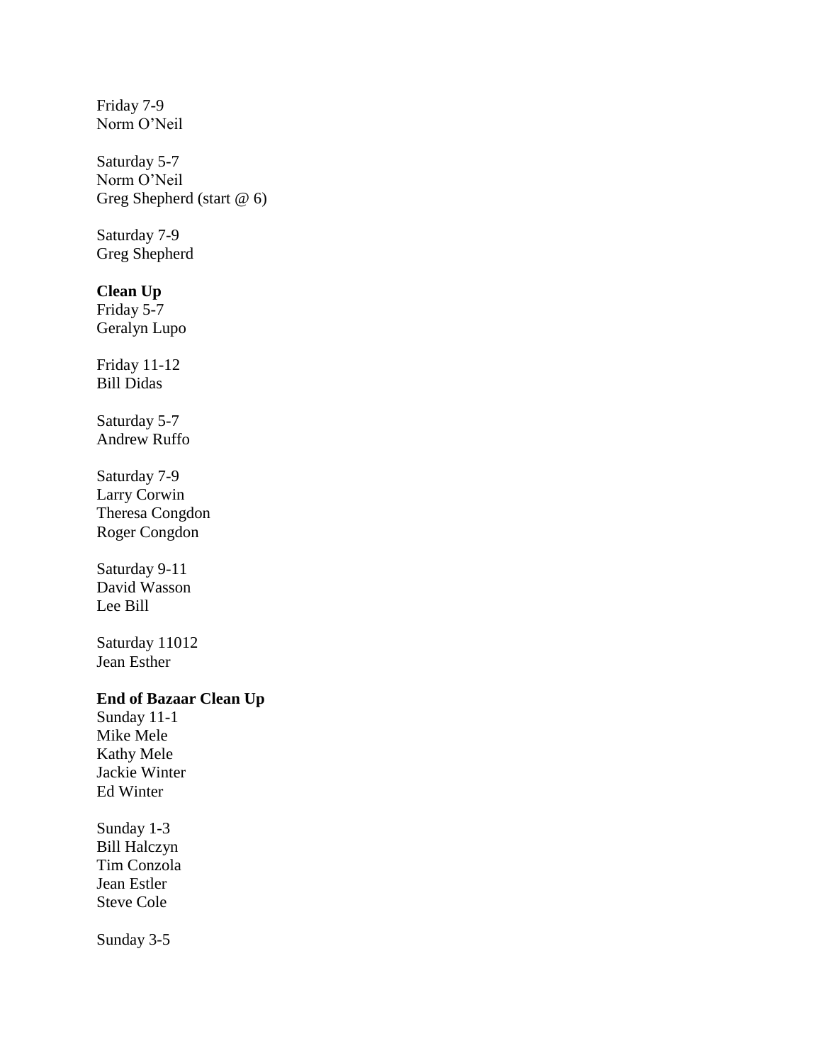Friday 7-9
Norm O'Neil

Saturday 5-7
Norm O'Neil
Greg Shepherd (start @ 6)

Saturday 7-9
Greg Shepherd

**Clean Up**
Friday 5-7
Geralyn Lupo

Friday 11-12
Bill Didas

Saturday 5-7
Andrew Ruffo

Saturday 7-9
Larry Corwin
Theresa Congdon
Roger Congdon

Saturday 9-11
David Wasson
Lee Bill

Saturday 11012
Jean Esther

**End of Bazaar Clean Up**
Sunday 11-1
Mike Mele
Kathy Mele
Jackie Winter
Ed Winter

Sunday 1-3
Bill Halczyn
Tim Conzola
Jean Estler
Steve Cole

Sunday 3-5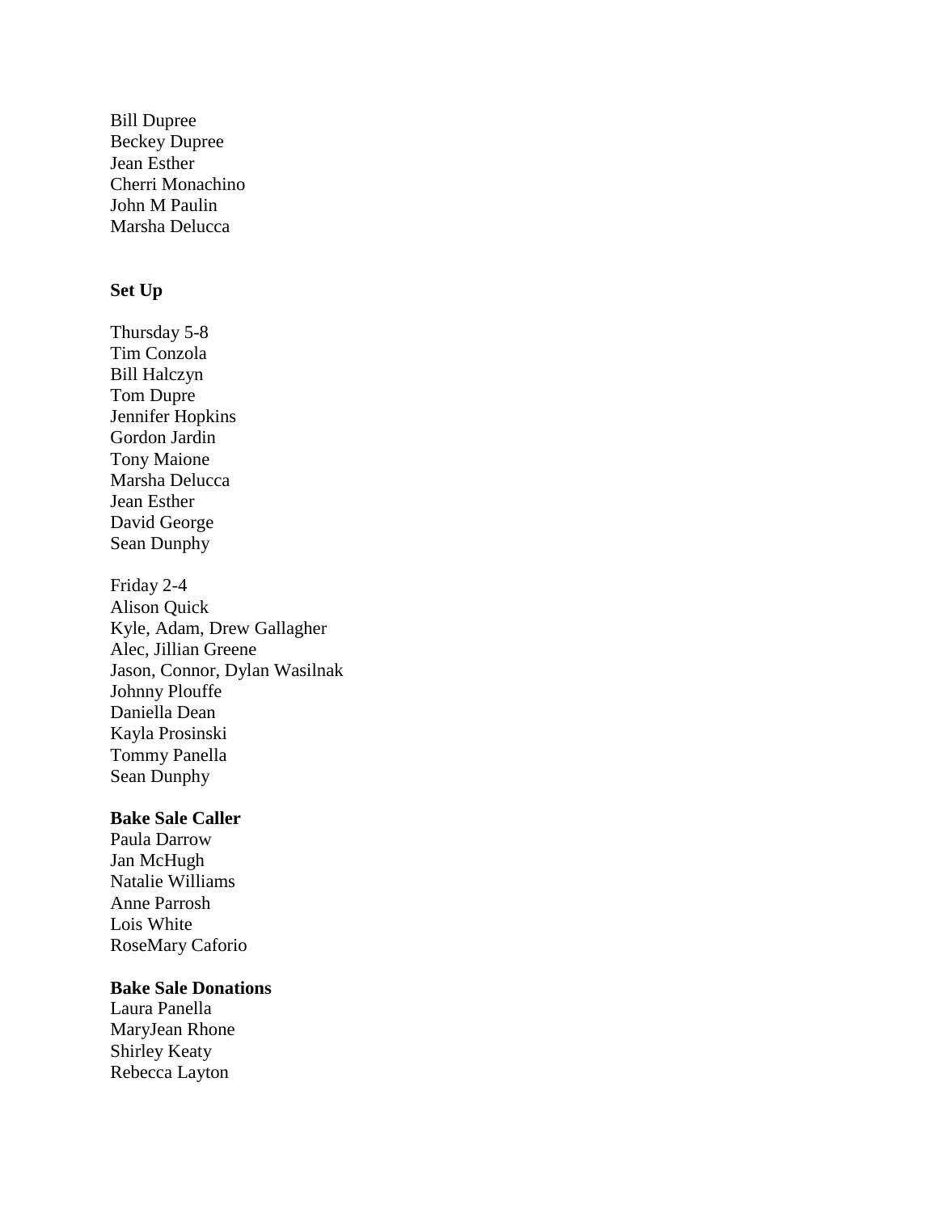Bill Dupree
Beckey Dupree
Jean Esther
Cherri Monachino
John M Paulin
Marsha Delucca

**Set Up**

Thursday 5-8
Tim Conzola
Bill Halczyn
Tom Dupre
Jennifer Hopkins
Gordon Jardin
Tony Maione
Marsha Delucca
Jean Esther
David George
Sean Dunphy

Friday 2-4
Alison Quick
Kyle, Adam, Drew Gallagher
Alec, Jillian Greene
Jason, Connor, Dylan Wasilnak
Johnny Plouffe
Daniella Dean
Kayla Prosinski
Tommy Panella
Sean Dunphy

**Bake Sale Caller**
Paula Darrow
Jan McHugh
Natalie Williams
Anne Parrosh
Lois White
RoseMary Caforio

**Bake Sale Donations**
Laura Panella
MaryJean Rhone
Shirley Keaty
Rebecca Layton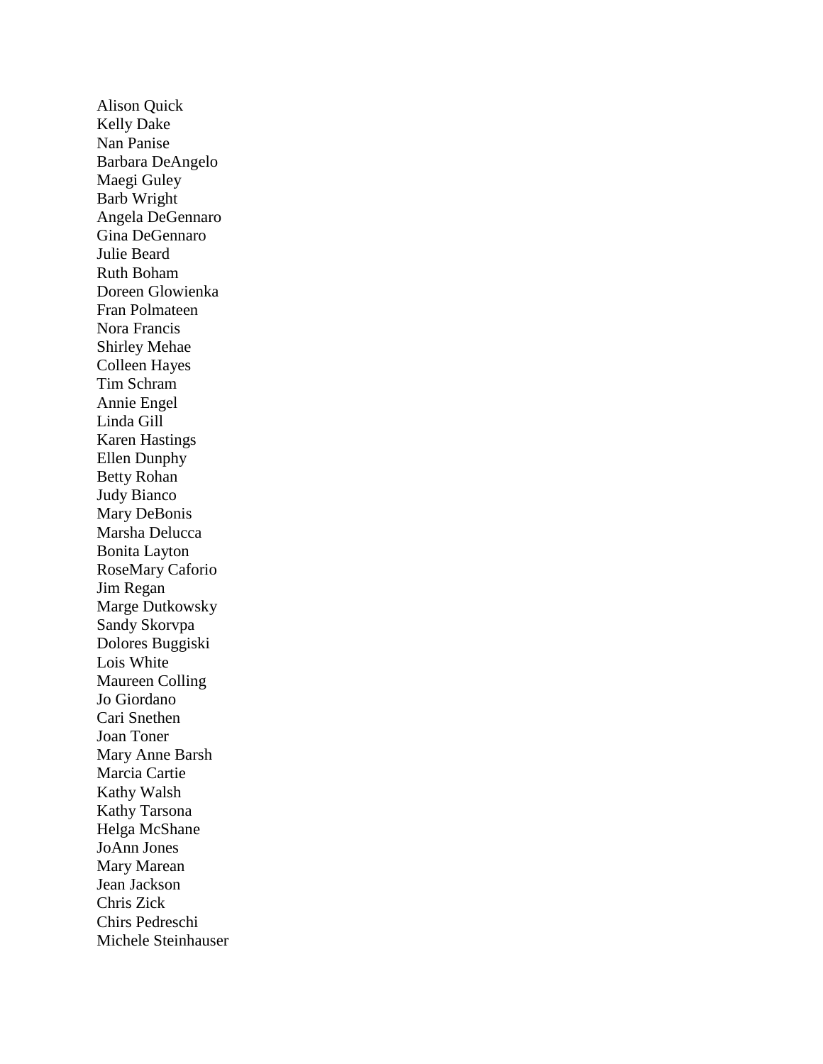Alison Quick
Kelly Dake
Nan Panise
Barbara DeAngelo
Maegi Guley
Barb Wright
Angela DeGennaro
Gina DeGennaro
Julie Beard
Ruth Boham
Doreen Glowienka
Fran Polmateen
Nora Francis
Shirley Mehae
Colleen Hayes
Tim Schram
Annie Engel
Linda Gill
Karen Hastings
Ellen Dunphy
Betty Rohan
Judy Bianco
Mary DeBonis
Marsha Delucca
Bonita Layton
RoseMary Caforio
Jim Regan
Marge Dutkowsky
Sandy Skorvpa
Dolores Buggiski
Lois White
Maureen Colling
Jo Giordano
Cari Snethen
Joan Toner
Mary Anne Barsh
Marcia Cartie
Kathy Walsh
Kathy Tarsona
Helga McShane
JoAnn Jones
Mary Marean
Jean Jackson
Chris Zick
Chirs Pedreschi
Michele Steinhauser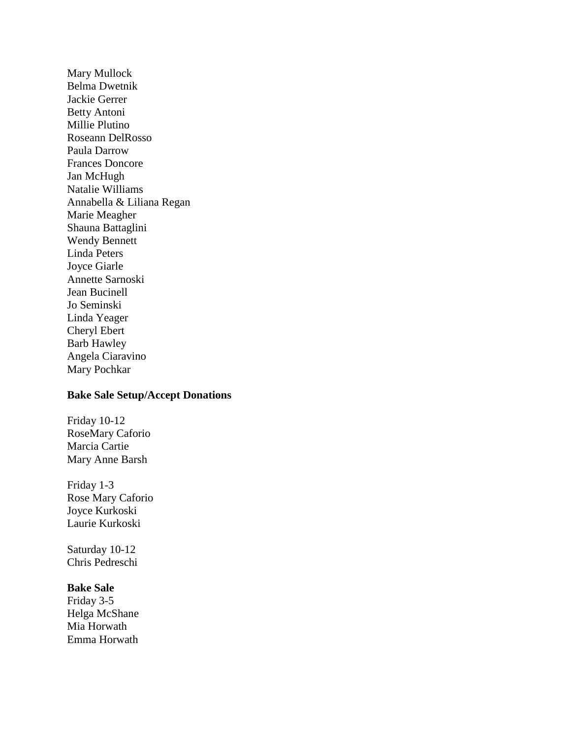Mary Mullock
Belma Dwetnik
Jackie Gerrer
Betty Antoni
Millie Plutino
Roseann DelRosso
Paula Darrow
Frances Doncore
Jan McHugh
Natalie Williams
Annabella & Liliana Regan
Marie Meagher
Shauna Battaglini
Wendy Bennett
Linda Peters
Joyce Giarle
Annette Sarnoski
Jean Bucinell
Jo Seminski
Linda Yeager
Cheryl Ebert
Barb Hawley
Angela Ciaravino
Mary Pochkar

**Bake Sale Setup/Accept Donations**

Friday 10-12
RoseMary Caforio
Marcia Cartie
Mary Anne Barsh

Friday 1-3
Rose Mary Caforio
Joyce Kurkoski
Laurie Kurkoski

Saturday 10-12
Chris Pedreschi

**Bake Sale**
Friday 3-5
Helga McShane
Mia Horwath
Emma Horwath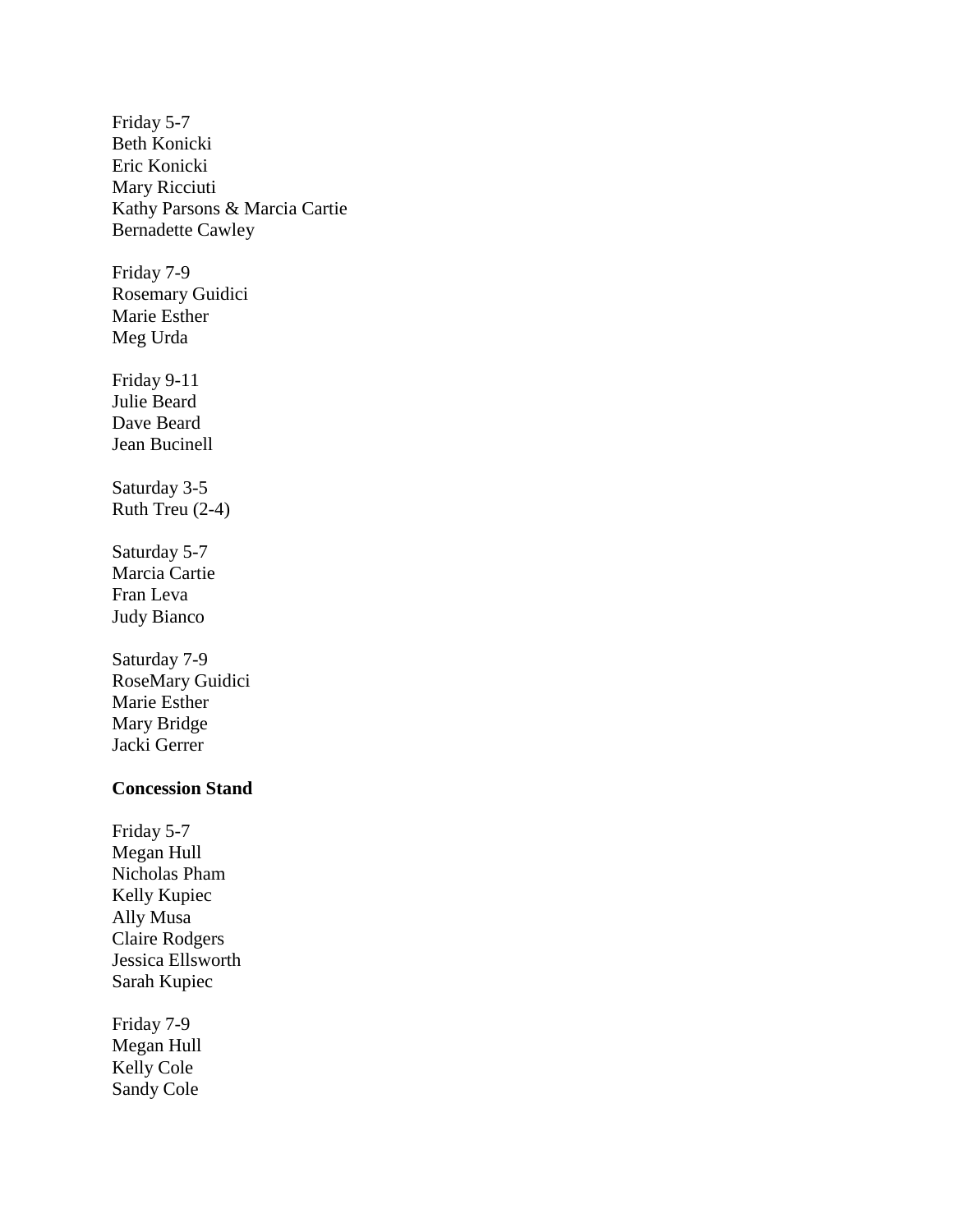Friday 5-7
Beth Konicki
Eric Konicki
Mary Ricciuti
Kathy Parsons & Marcia Cartie
Bernadette Cawley

Friday 7-9
Rosemary Guidici
Marie Esther
Meg Urda

Friday 9-11
Julie Beard
Dave Beard
Jean Bucinell

Saturday 3-5
Ruth Treu (2-4)

Saturday 5-7
Marcia Cartie
Fran Leva
Judy Bianco

Saturday 7-9
RoseMary Guidici
Marie Esther
Mary Bridge
Jacki Gerrer

**Concession Stand**

Friday 5-7
Megan Hull
Nicholas Pham
Kelly Kupiec
Ally Musa
Claire Rodgers
Jessica Ellsworth
Sarah Kupiec

Friday 7-9
Megan Hull
Kelly Cole
Sandy Cole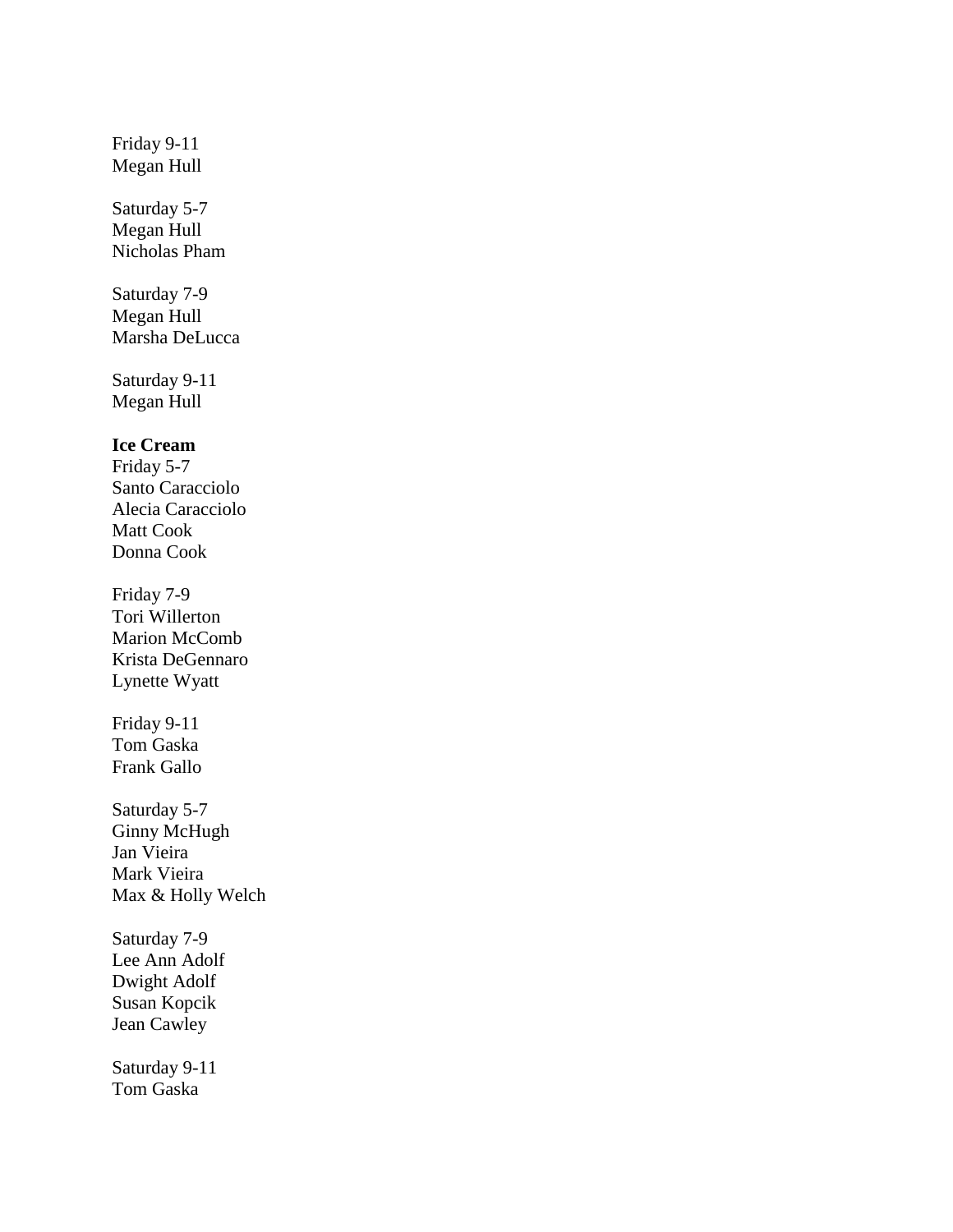Friday 9-11
Megan Hull

Saturday 5-7
Megan Hull
Nicholas Pham

Saturday 7-9
Megan Hull
Marsha DeLucca

Saturday 9-11
Megan Hull

**Ice Cream**
Friday 5-7
Santo Caracciolo
Alecia Caracciolo
Matt Cook
Donna Cook

Friday 7-9
Tori Willerton
Marion McComb
Krista DeGennaro
Lynette Wyatt

Friday 9-11
Tom Gaska
Frank Gallo

Saturday 5-7
Ginny McHugh
Jan Vieira
Mark Vieira
Max & Holly Welch

Saturday 7-9
Lee Ann Adolf
Dwight Adolf
Susan Kopcik
Jean Cawley

Saturday 9-11
Tom Gaska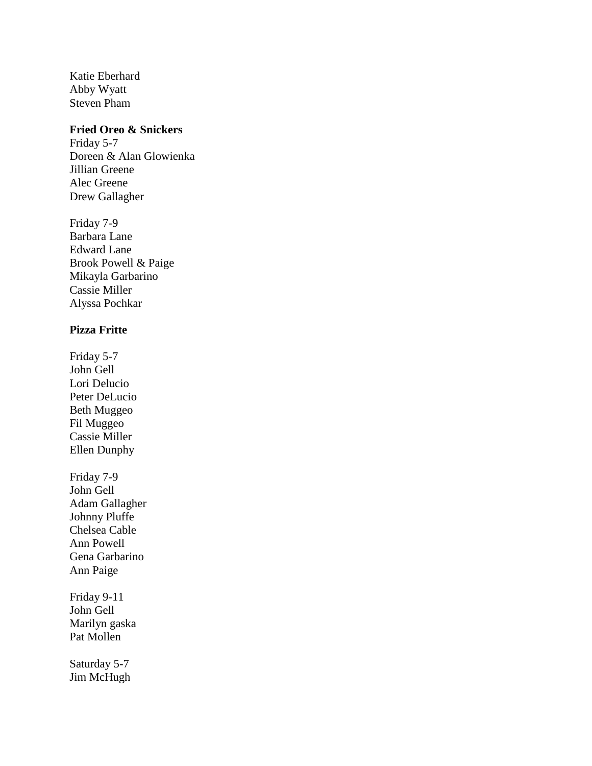Katie Eberhard
Abby Wyatt
Steven Pham

**Fried Oreo & Snickers**
Friday 5-7
Doreen & Alan Glowienka
Jillian Greene
Alec Greene
Drew Gallagher

Friday 7-9
Barbara Lane
Edward Lane
Brook Powell & Paige
Mikayla Garbarino
Cassie Miller
Alyssa Pochkar

**Pizza Fritte**

Friday 5-7
John Gell
Lori Delucio
Peter DeLucio
Beth Muggeo
Fil Muggeo
Cassie Miller
Ellen Dunphy

Friday 7-9
John Gell
Adam Gallagher
Johnny Pluffe
Chelsea Cable
Ann Powell
Gena Garbarino
Ann Paige

Friday 9-11
John Gell
Marilyn gaska
Pat Mollen

Saturday 5-7
Jim McHugh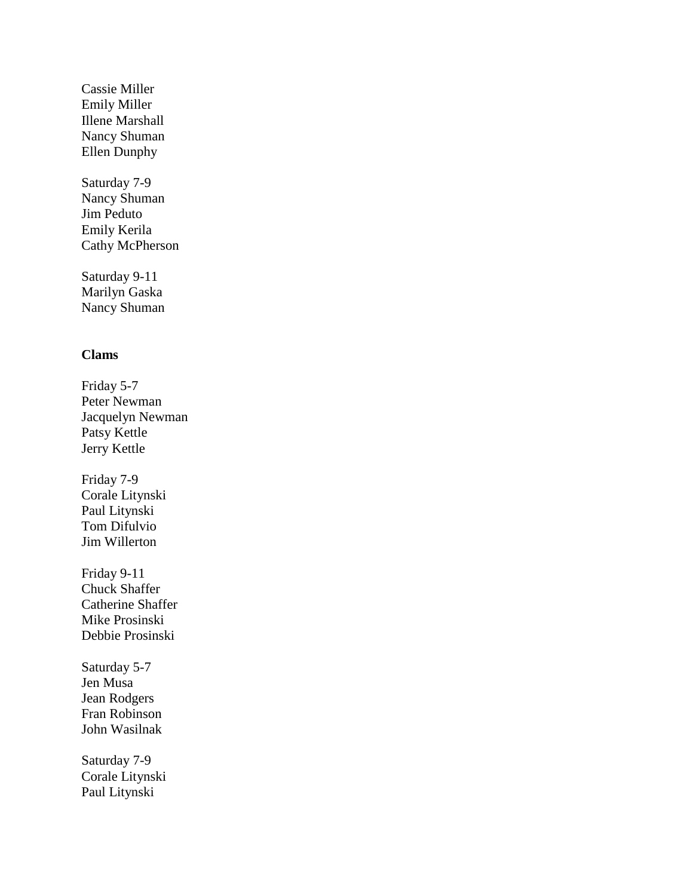Cassie Miller
Emily Miller
Illene Marshall
Nancy Shuman
Ellen Dunphy

Saturday 7-9
Nancy Shuman
Jim Peduto
Emily Kerila
Cathy McPherson

Saturday 9-11
Marilyn Gaska
Nancy Shuman

**Clams**

Friday 5-7
Peter Newman
Jacquelyn Newman
Patsy Kettle
Jerry Kettle

Friday 7-9
Corale Litynski
Paul Litynski
Tom Difulvio
Jim Willerton

Friday 9-11
Chuck Shaffer
Catherine Shaffer
Mike Prosinski
Debbie Prosinski

Saturday 5-7
Jen Musa
Jean Rodgers
Fran Robinson
John Wasilnak

Saturday 7-9
Corale Litynski
Paul Litynski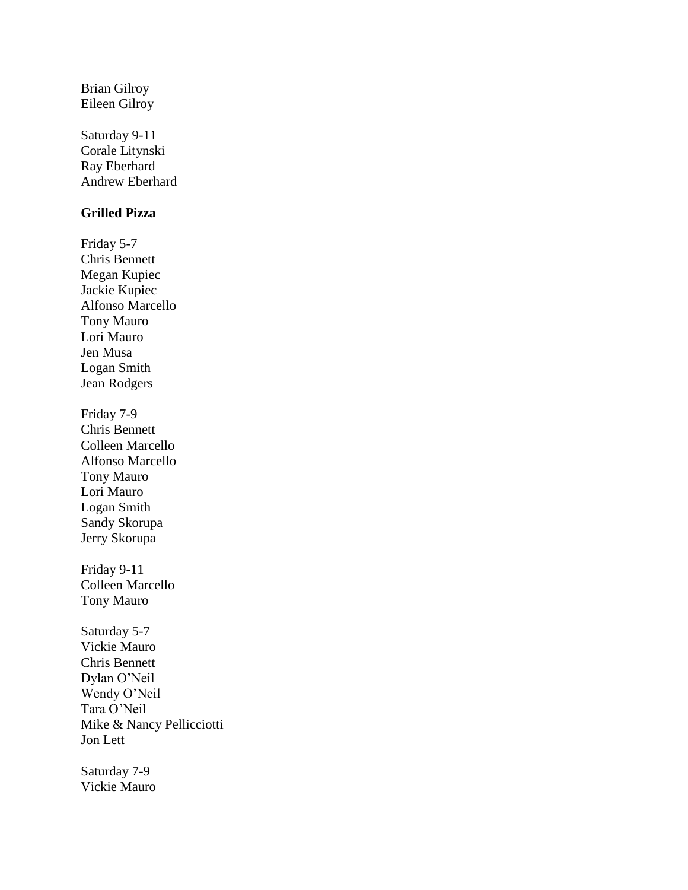Brian Gilroy
Eileen Gilroy

Saturday 9-11
Corale Litynski
Ray Eberhard
Andrew Eberhard

**Grilled Pizza**

Friday 5-7
Chris Bennett
Megan Kupiec
Jackie Kupiec
Alfonso Marcello
Tony Mauro
Lori Mauro
Jen Musa
Logan Smith
Jean Rodgers

Friday 7-9
Chris Bennett
Colleen Marcello
Alfonso Marcello
Tony Mauro
Lori Mauro
Logan Smith
Sandy Skorupa
Jerry Skorupa

Friday 9-11
Colleen Marcello
Tony Mauro

Saturday 5-7
Vickie Mauro
Chris Bennett
Dylan O'Neil
Wendy O'Neil
Tara O'Neil
Mike & Nancy Pellicciotti
Jon Lett

Saturday 7-9
Vickie Mauro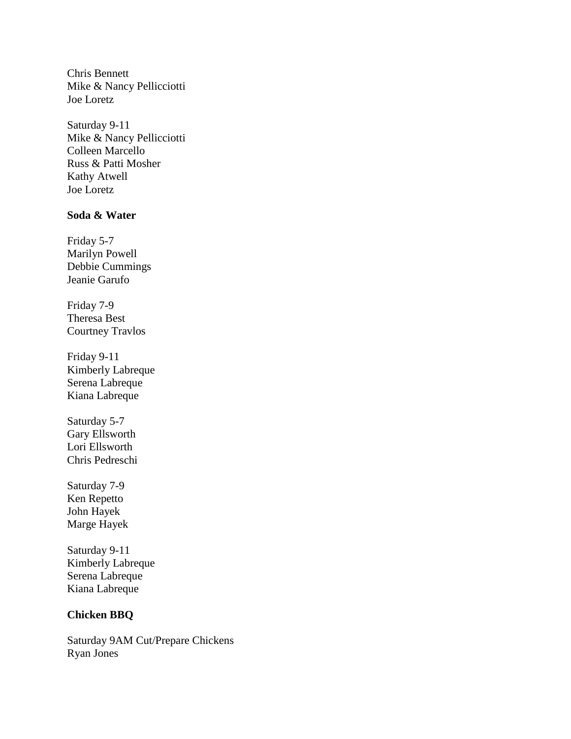Chris Bennett
Mike & Nancy Pellicciotti
Joe Loretz

Saturday 9-11
Mike & Nancy Pellicciotti
Colleen Marcello
Russ & Patti Mosher
Kathy Atwell
Joe Loretz

**Soda & Water**

Friday 5-7
Marilyn Powell
Debbie Cummings
Jeanie Garufo

Friday 7-9
Theresa Best
Courtney Travlos

Friday 9-11
Kimberly Labreque
Serena Labreque
Kiana Labreque

Saturday 5-7
Gary Ellsworth
Lori Ellsworth
Chris Pedreschi

Saturday 7-9
Ken Repetto
John Hayek
Marge Hayek

Saturday 9-11
Kimberly Labreque
Serena Labreque
Kiana Labreque

**Chicken BBQ**

Saturday 9AM Cut/Prepare Chickens
Ryan Jones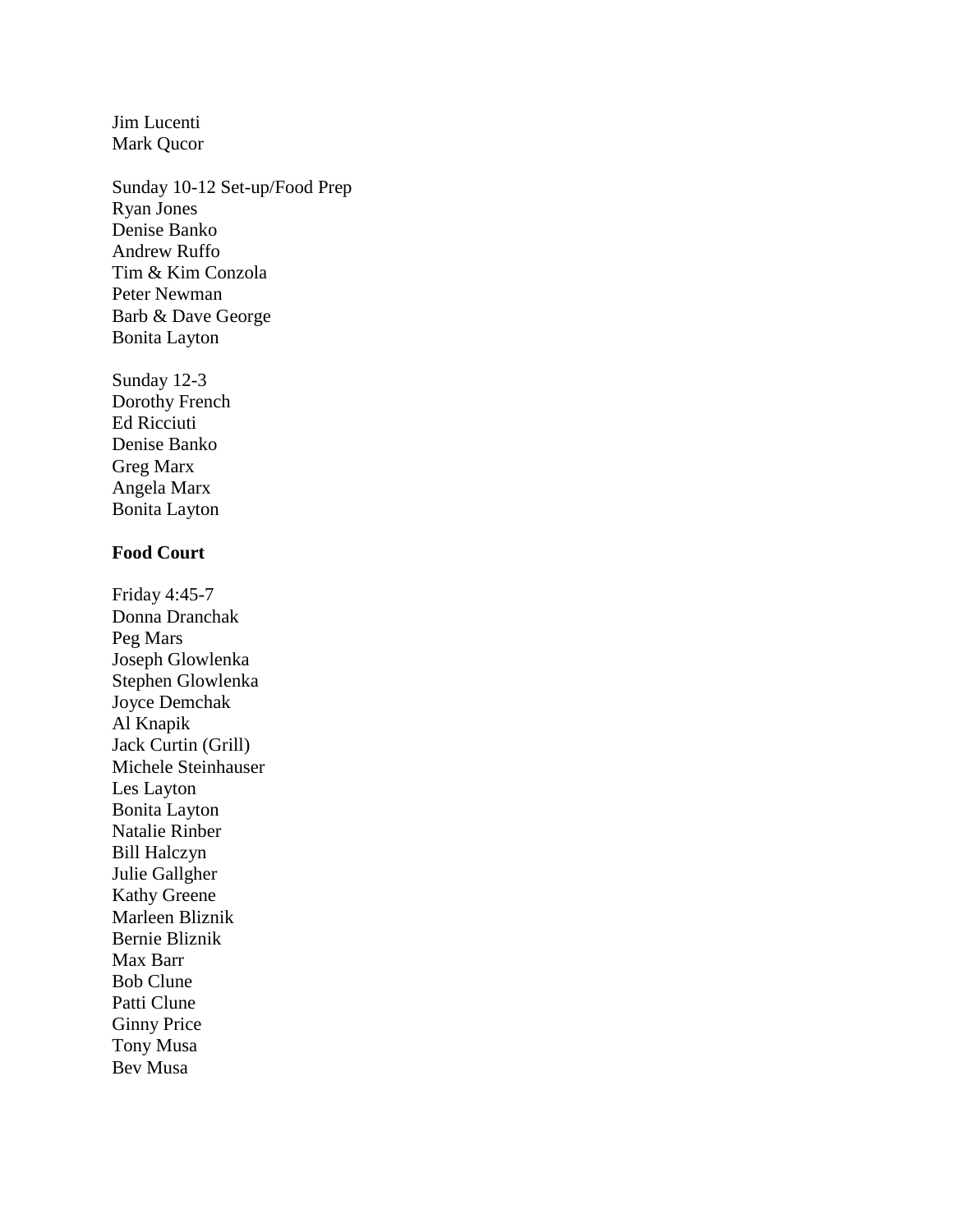Jim Lucenti
Mark Qucor

Sunday 10-12 Set-up/Food Prep
Ryan Jones
Denise Banko
Andrew Ruffo
Tim & Kim Conzola
Peter Newman
Barb & Dave George
Bonita Layton

Sunday 12-3
Dorothy French
Ed Ricciuti
Denise Banko
Greg Marx
Angela Marx
Bonita Layton

**Food Court**

Friday 4:45-7
Donna Dranchak
Peg Mars
Joseph Glowlenka
Stephen Glowlenka
Joyce Demchak
Al Knapik
Jack Curtin (Grill)
Michele Steinhauser
Les Layton
Bonita Layton
Natalie Rinber
Bill Halczyn
Julie Gallgher
Kathy Greene
Marleen Bliznik
Bernie Bliznik
Max Barr
Bob Clune
Patti Clune
Ginny Price
Tony Musa
Bev Musa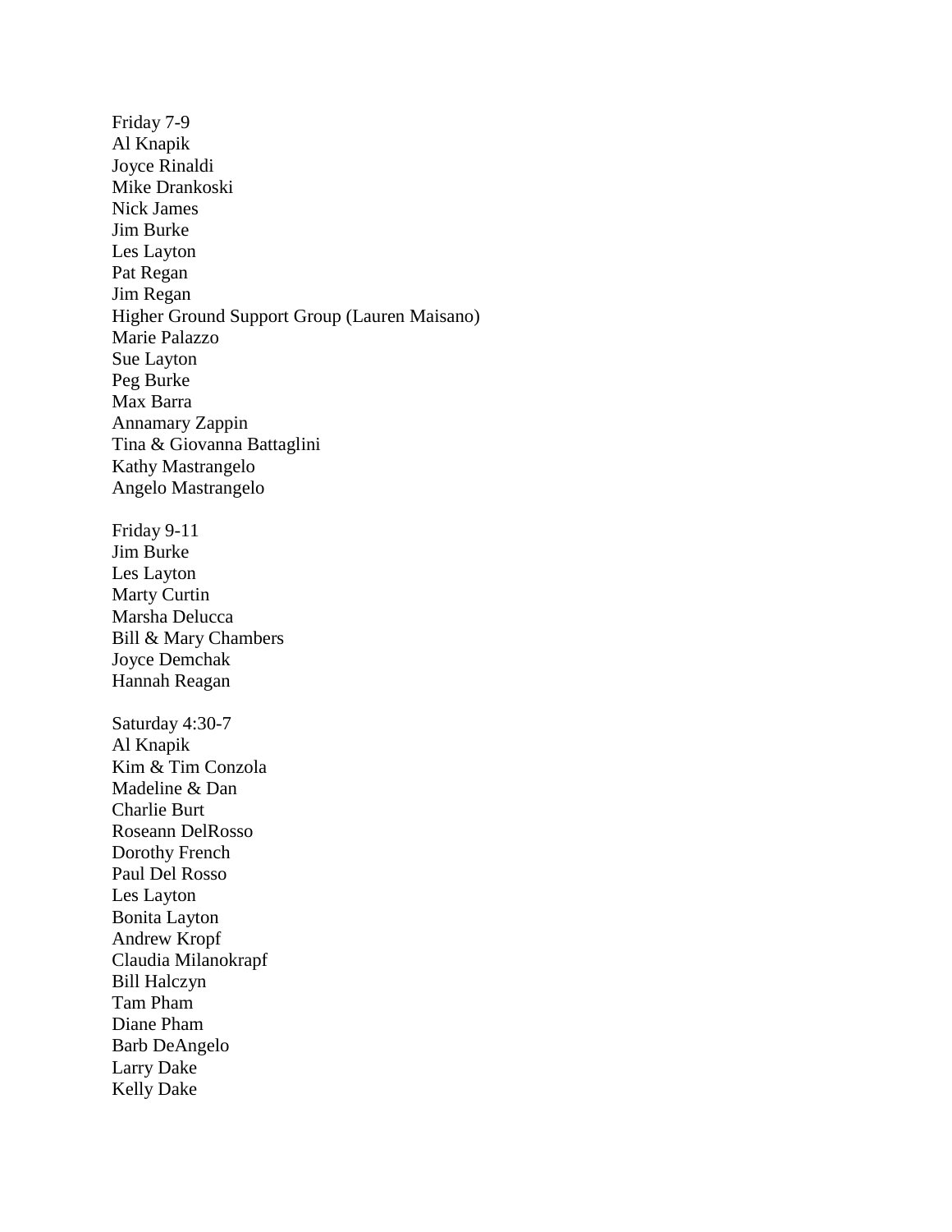Friday 7-9
Al Knapik
Joyce Rinaldi
Mike Drankoski
Nick James
Jim Burke
Les Layton
Pat Regan
Jim Regan
Higher Ground Support Group (Lauren Maisano)
Marie Palazzo
Sue Layton
Peg Burke
Max Barra
Annamary Zappin
Tina & Giovanna Battaglini
Kathy Mastrangelo
Angelo Mastrangelo

Friday 9-11
Jim Burke
Les Layton
Marty Curtin
Marsha Delucca
Bill & Mary Chambers
Joyce Demchak
Hannah Reagan

Saturday 4:30-7
Al Knapik
Kim & Tim Conzola
Madeline & Dan
Charlie Burt
Roseann DelRosso
Dorothy French
Paul Del Rosso
Les Layton
Bonita Layton
Andrew Kropf
Claudia Milanokrapf
Bill Halczyn
Tam Pham
Diane Pham
Barb DeAngelo
Larry Dake
Kelly Dake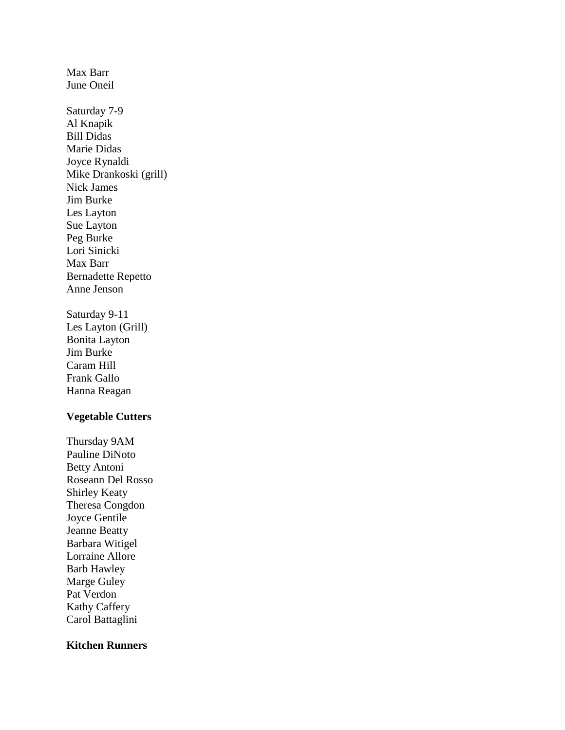Max Barr
June Oneil

Saturday 7-9
Al Knapik
Bill Didas
Marie Didas
Joyce Rynaldi
Mike Drankoski (grill)
Nick James
Jim Burke
Les Layton
Sue Layton
Peg Burke
Lori Sinicki
Max Barr
Bernadette Repetto
Anne Jenson

Saturday 9-11
Les Layton (Grill)
Bonita Layton
Jim Burke
Caram Hill
Frank Gallo
Hanna Reagan

**Vegetable Cutters**

Thursday 9AM
Pauline DiNoto
Betty Antoni
Roseann Del Rosso
Shirley Keaty
Theresa Congdon
Joyce Gentile
Jeanne Beatty
Barbara Witigel
Lorraine Allore
Barb Hawley
Marge Guley
Pat Verdon
Kathy Caffery
Carol Battaglini

**Kitchen Runners**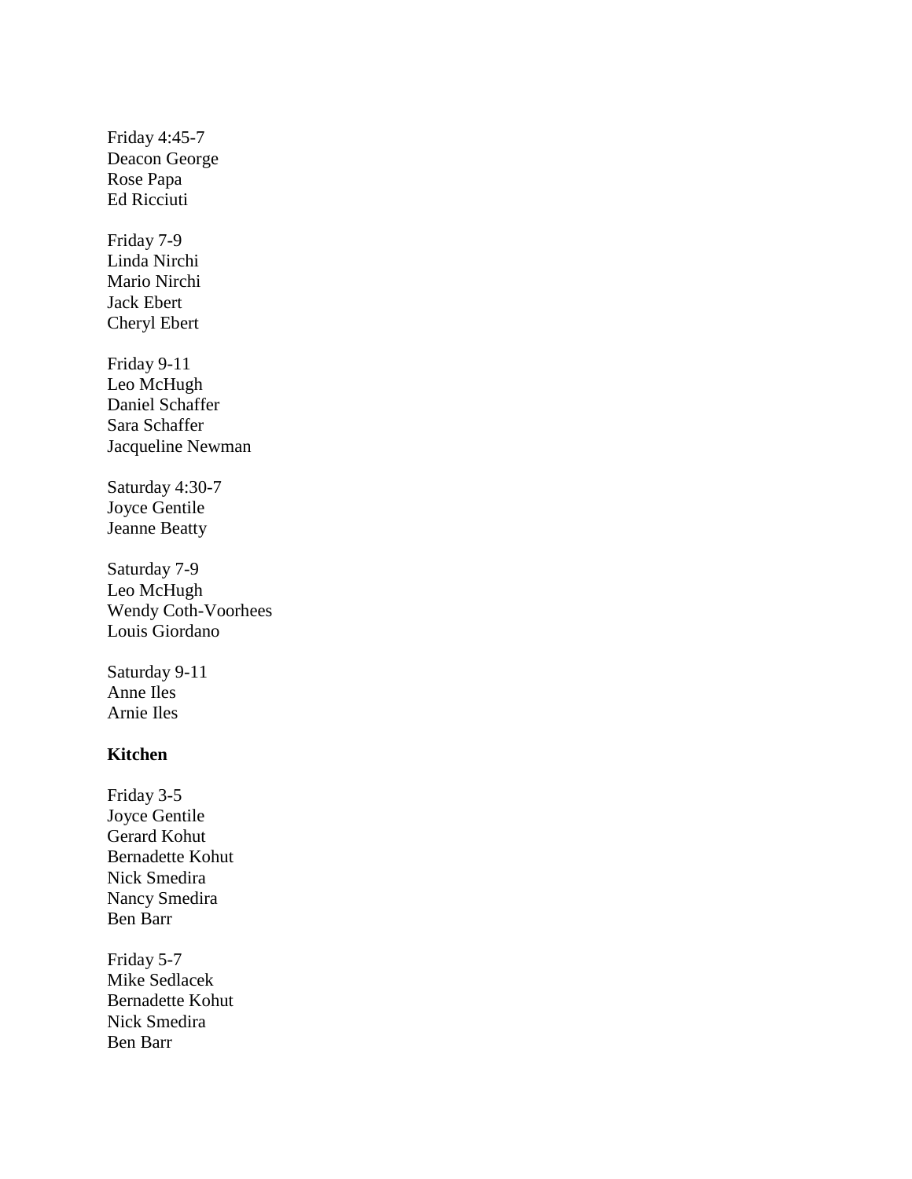Friday 4:45-7
Deacon George
Rose Papa
Ed Ricciuti

Friday 7-9
Linda Nirchi
Mario Nirchi
Jack Ebert
Cheryl Ebert

Friday 9-11
Leo McHugh
Daniel Schaffer
Sara Schaffer
Jacqueline Newman

Saturday 4:30-7
Joyce Gentile
Jeanne Beatty

Saturday 7-9
Leo McHugh
Wendy Coth-Voorhees
Louis Giordano

Saturday 9-11
Anne Iles
Arnie Iles

**Kitchen**

Friday 3-5
Joyce Gentile
Gerard Kohut
Bernadette Kohut
Nick Smedira
Nancy Smedira
Ben Barr

Friday 5-7
Mike Sedlacek
Bernadette Kohut
Nick Smedira
Ben Barr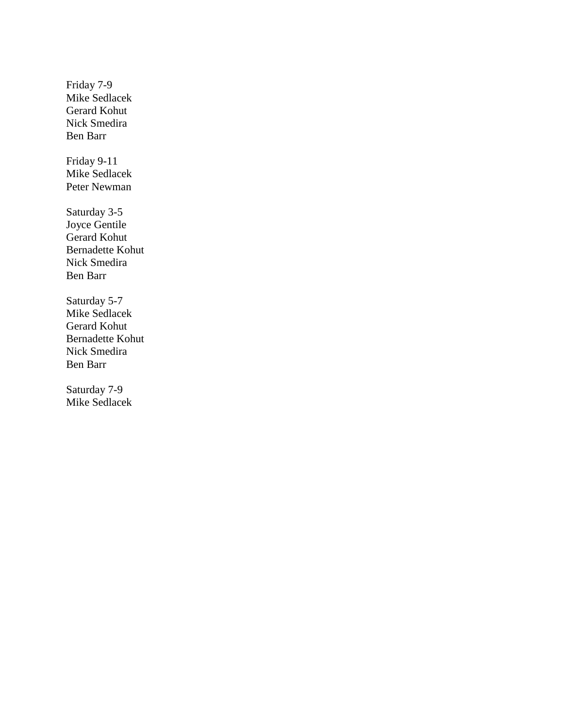Friday 7-9
Mike Sedlacek
Gerard Kohut
Nick Smedira
Ben Barr

Friday 9-11
Mike Sedlacek
Peter Newman

Saturday 3-5
Joyce Gentile
Gerard Kohut
Bernadette Kohut
Nick Smedira
Ben Barr

Saturday 5-7
Mike Sedlacek
Gerard Kohut
Bernadette Kohut
Nick Smedira
Ben Barr

Saturday 7-9
Mike Sedlacek